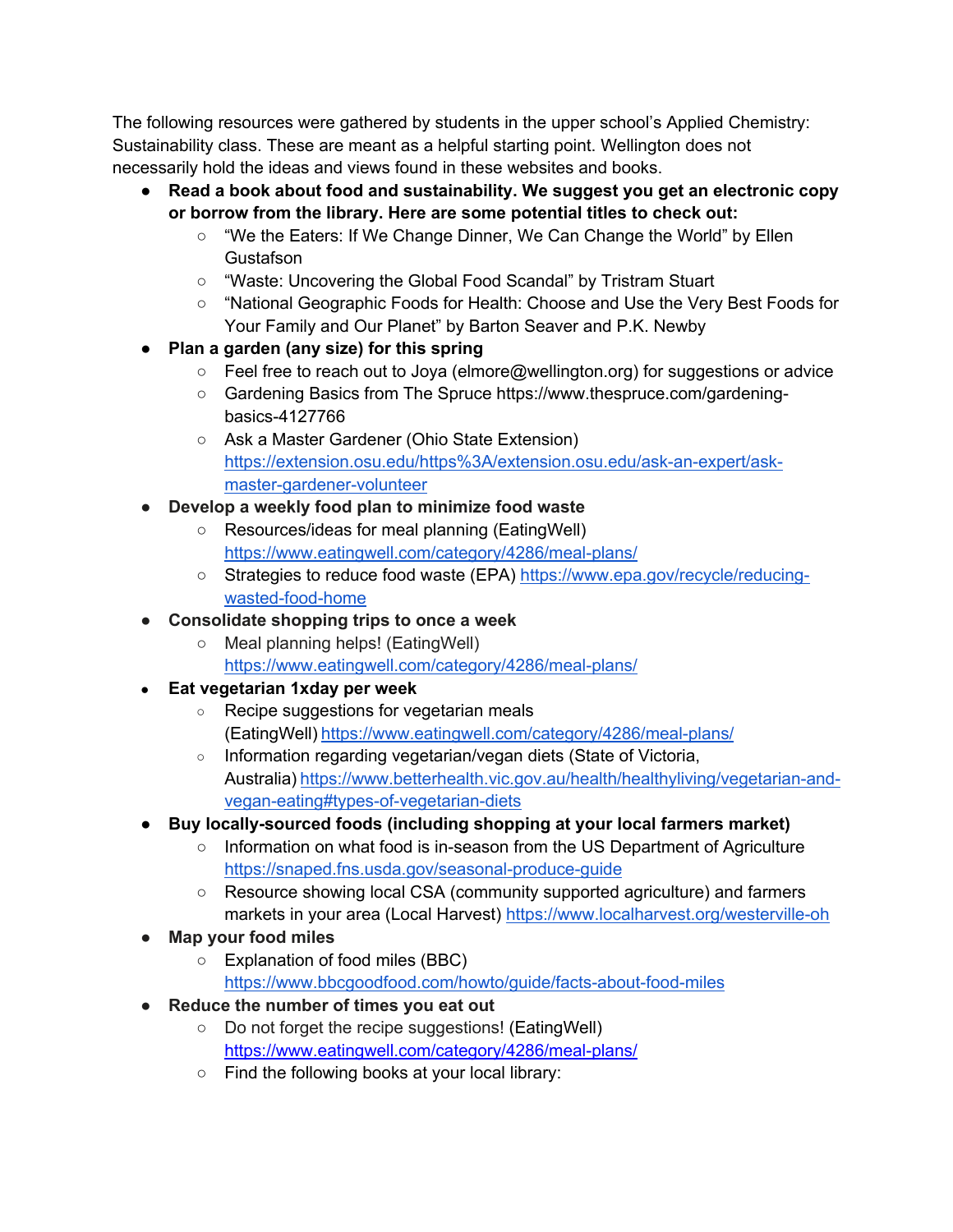The following resources were gathered by students in the upper school's Applied Chemistry: Sustainability class. These are meant as a helpful starting point. Wellington does not necessarily hold the ideas and views found in these websites and books.

- **Read a book about food and sustainability. We suggest you get an electronic copy or borrow from the library. Here are some potential titles to check out:**
  - "We the Eaters: If We Change Dinner, We Can Change the World" by Ellen Gustafson
  - "Waste: Uncovering the Global Food Scandal" by Tristram Stuart
  - "National Geographic Foods for Health: Choose and Use the Very Best Foods for Your Family and Our Planet" by Barton Seaver and P.K. Newby
- **Plan a garden (any size) for this spring**
  - Feel free to reach out to Joya (elmore@wellington.org) for suggestions or advice
  - Gardening Basics from The Spruce https://www.thespruce.com/gardening-basics-4127766
  - Ask a Master Gardener (Ohio State Extension) https://extension.osu.edu/https%3A/extension.osu.edu/ask-an-expert/ask-master-gardener-volunteer
- **Develop a weekly food plan to minimize food waste**
  - Resources/ideas for meal planning (EatingWell) https://www.eatingwell.com/category/4286/meal-plans/
  - Strategies to reduce food waste (EPA) https://www.epa.gov/recycle/reducing-wasted-food-home
- **Consolidate shopping trips to once a week**
  - Meal planning helps! (EatingWell) https://www.eatingwell.com/category/4286/meal-plans/
- **Eat vegetarian 1xday per week**
  - Recipe suggestions for vegetarian meals (EatingWell) https://www.eatingwell.com/category/4286/meal-plans/
  - Information regarding vegetarian/vegan diets (State of Victoria, Australia) https://www.betterhealth.vic.gov.au/health/healthyliving/vegetarian-and-vegan-eating#types-of-vegetarian-diets
- **Buy locally-sourced foods (including shopping at your local farmers market)**
  - Information on what food is in-season from the US Department of Agriculture https://snaped.fns.usda.gov/seasonal-produce-guide
  - Resource showing local CSA (community supported agriculture) and farmers markets in your area (Local Harvest) https://www.localharvest.org/westerville-oh
- **Map your food miles**
  - Explanation of food miles (BBC) https://www.bbcgoodfood.com/howto/guide/facts-about-food-miles
- **Reduce the number of times you eat out**
  - Do not forget the recipe suggestions! (EatingWell) https://www.eatingwell.com/category/4286/meal-plans/
  - Find the following books at your local library: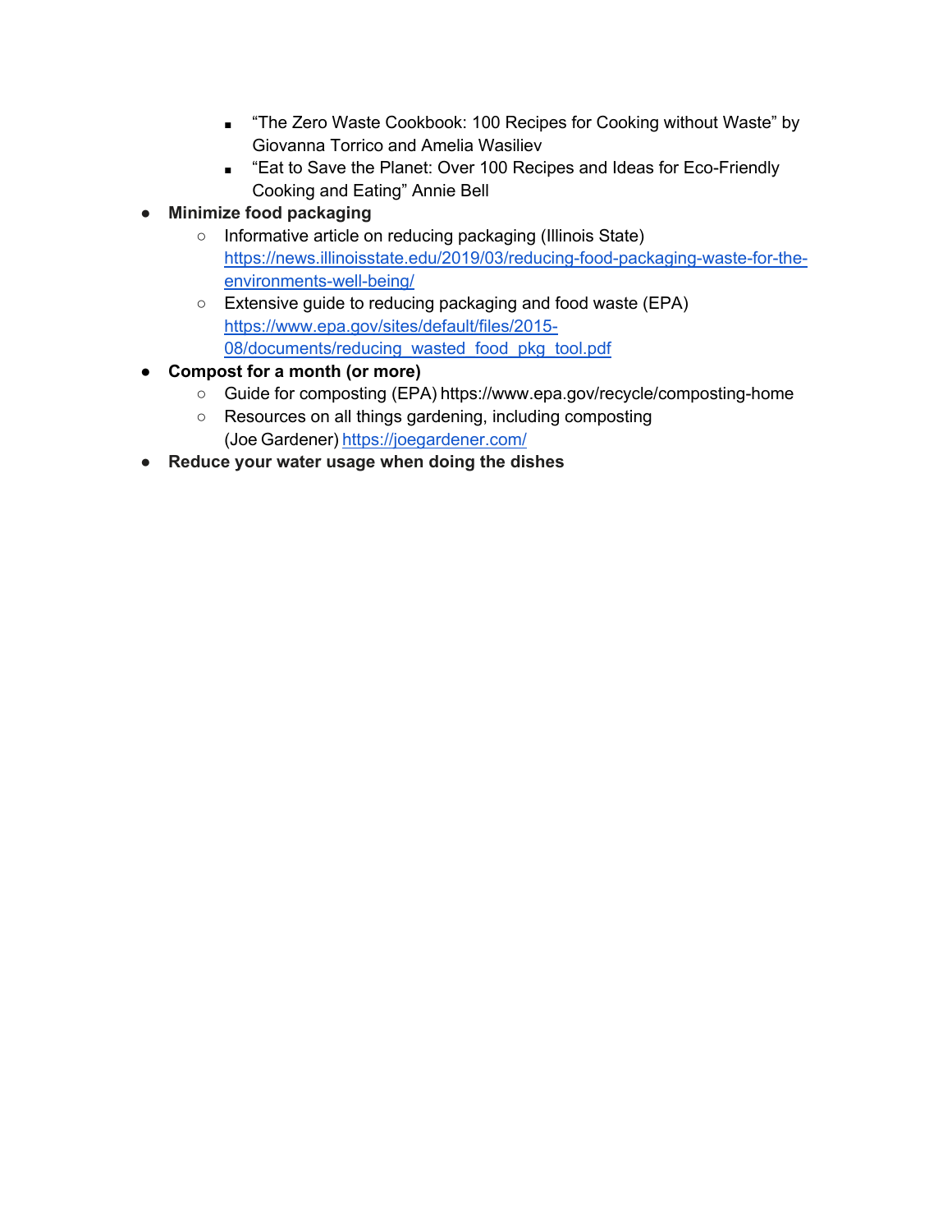- "The Zero Waste Cookbook: 100 Recipes for Cooking without Waste" by Giovanna Torrico and Amelia Wasiliev
        - "Eat to Save the Planet: Over 100 Recipes and Ideas for Eco-Friendly Cooking and Eating" Annie Bell
- **Minimize food packaging**
    - Informative article on reducing packaging (Illinois State) https://news.illinoisstate.edu/2019/03/reducing-food-packaging-waste-for-the-environments-well-being/
    - Extensive guide to reducing packaging and food waste (EPA) https://www.epa.gov/sites/default/files/2015-08/documents/reducing_wasted_food_pkg_tool.pdf
- **Compost for a month (or more)**
    - Guide for composting (EPA) https://www.epa.gov/recycle/composting-home
    - Resources on all things gardening, including composting (Joe Gardener) https://joegardener.com/
- **Reduce your water usage when doing the dishes**